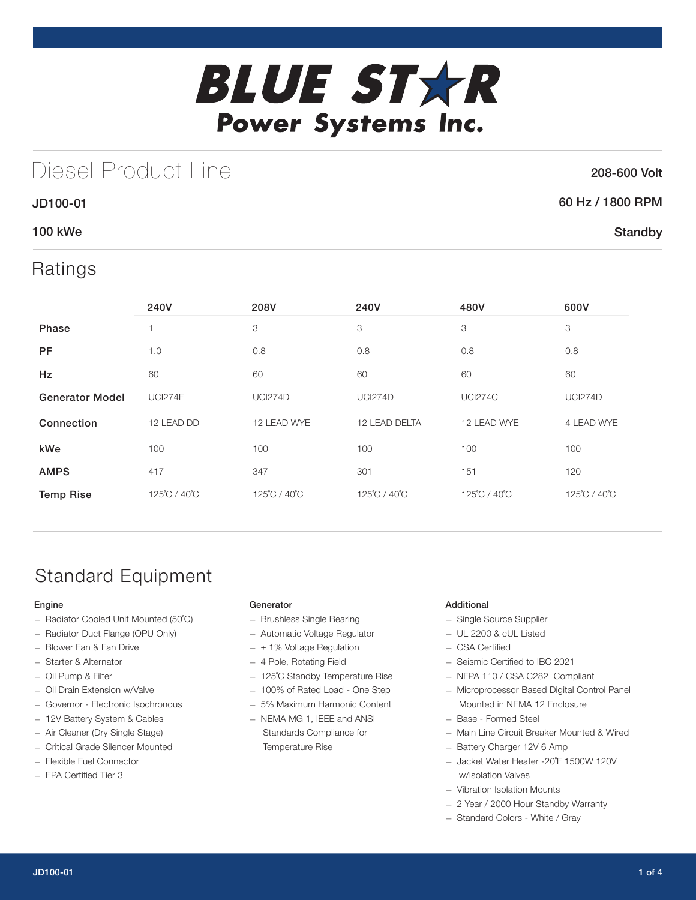# BLUE STAR Power Systems Inc.

## Diesel Product Line

208-600 Volt

**JD100-01**

60 Hz / 1800 RPM

**100 kWe**

Standby

## Ratings

| | 240V | 208V | 240V | 480V | 600V |
|---|---|---|---|---|---|
| **Phase** | 1 | 3 | 3 | 3 | 3 |
| **PF** | 1.0 | 0.8 | 0.8 | 0.8 | 0.8 |
| **Hz** | 60 | 60 | 60 | 60 | 60 |
| **Generator Model** | UCI274F | UCI274D | UCI274D | UCI274C | UCI274D |
| **Connection** | 12 LEAD DD | 12 LEAD WYE | 12 LEAD DELTA | 12 LEAD WYE | 4 LEAD WYE |
| **kWe** | 100 | 100 | 100 | 100 | 100 |
| **AMPS** | 417 | 347 | 301 | 151 | 120 |
| **Temp Rise** | 125˚C / 40˚C | 125˚C / 40˚C | 125˚C / 40˚C | 125˚C / 40˚C | 125˚C / 40˚C |

## Standard Equipment

### Engine

- Radiator Cooled Unit Mounted (50˚C)
- Radiator Duct Flange (OPU Only)
- Blower Fan & Fan Drive
- Starter & Alternator
- Oil Pump & Filter
- Oil Drain Extension w/Valve
- Governor - Electronic Isochronous
- 12V Battery System & Cables
- Air Cleaner (Dry Single Stage)
- Critical Grade Silencer Mounted
- Flexible Fuel Connector
- EPA Certified Tier 3

### Generator

- Brushless Single Bearing
- Automatic Voltage Regulator
- ± 1% Voltage Regulation
- 4 Pole, Rotating Field
- 125˚C Standby Temperature Rise
- 100% of Rated Load - One Step
- 5% Maximum Harmonic Content
- NEMA MG 1, IEEE and ANSI Standards Compliance for Temperature Rise

### Additional

- Single Source Supplier
- UL 2200 & cUL Listed
- CSA Certified
- Seismic Certified to IBC 2021
- NFPA 110 / CSA C282 Compliant
- Microprocessor Based Digital Control Panel Mounted in NEMA 12 Enclosure
- Base - Formed Steel
- Main Line Circuit Breaker Mounted & Wired
- Battery Charger 12V 6 Amp
- Jacket Water Heater -20˚F 1500W 120V w/Isolation Valves
- Vibration Isolation Mounts
- 2 Year / 2000 Hour Standby Warranty
- Standard Colors - White / Gray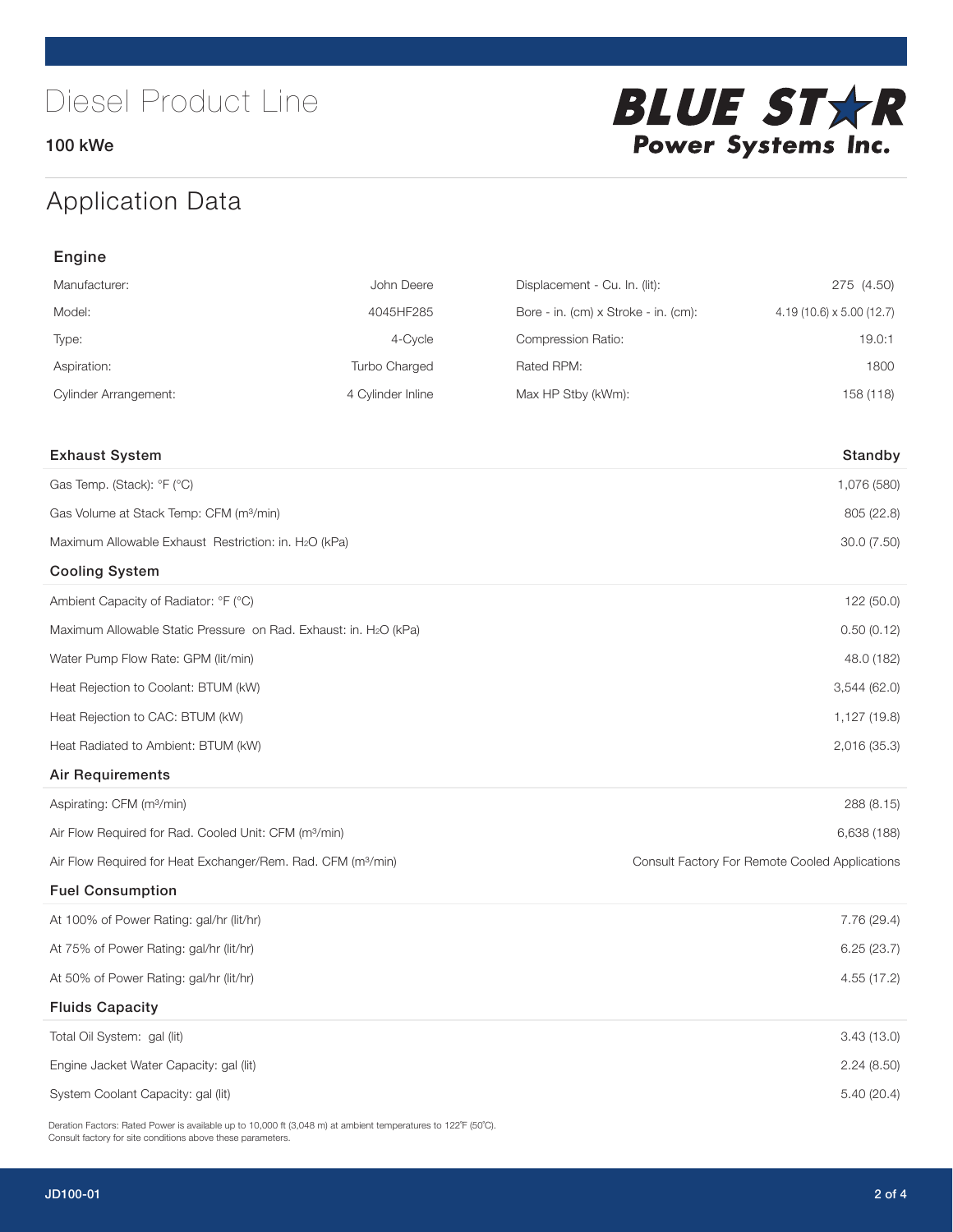# Diesel Product Line

**100 kWe**

BLUE STAR Power Systems Inc.

## Application Data

### Engine

| | | | |
|---|---|---|---|
| Manufacturer: | John Deere | Displacement - Cu. In. (lit): | 275 (4.50) |
| Model: | 4045HF285 | Bore - in. (cm) x Stroke - in. (cm): | 4.19 (10.6) x 5.00 (12.7) |
| Type: | 4-Cycle | Compression Ratio: | 19.0:1 |
| Aspiration: | Turbo Charged | Rated RPM: | 1800 |
| Cylinder Arrangement: | 4 Cylinder Inline | Max HP Stby (kWm): | 158 (118) |

| Exhaust System | Standby |
|---|---|
| Gas Temp. (Stack): °F (°C) | 1,076 (580) |
| Gas Volume at Stack Temp: CFM (m³/min) | 805 (22.8) |
| Maximum Allowable Exhaust Restriction: in. $H_2O$ (kPa) | 30.0 (7.50) |
| **Cooling System** | |
| Ambient Capacity of Radiator: °F (°C) | 122 (50.0) |
| Maximum Allowable Static Pressure on Rad. Exhaust: in. $H_2O$ (kPa) | 0.50 (0.12) |
| Water Pump Flow Rate: GPM (lit/min) | 48.0 (182) |
| Heat Rejection to Coolant: BTUM (kW) | 3,544 (62.0) |
| Heat Rejection to CAC: BTUM (kW) | 1,127 (19.8) |
| Heat Radiated to Ambient: BTUM (kW) | 2,016 (35.3) |
| **Air Requirements** | |
| Aspirating: CFM (m³/min) | 288 (8.15) |
| Air Flow Required for Rad. Cooled Unit: CFM (m³/min) | 6,638 (188) |
| Air Flow Required for Heat Exchanger/Rem. Rad. CFM (m³/min) | Consult Factory For Remote Cooled Applications |
| **Fuel Consumption** | |
| At 100% of Power Rating: gal/hr (lit/hr) | 7.76 (29.4) |
| At 75% of Power Rating: gal/hr (lit/hr) | 6.25 (23.7) |
| At 50% of Power Rating: gal/hr (lit/hr) | 4.55 (17.2) |
| **Fluids Capacity** | |
| Total Oil System: gal (lit) | 3.43 (13.0) |
| Engine Jacket Water Capacity: gal (lit) | 2.24 (8.50) |
| System Coolant Capacity: gal (lit) | 5.40 (20.4) |

Deration Factors: Rated Power is available up to 10,000 ft (3,048 m) at ambient temperatures to 122°F (50°C).
Consult factory for site conditions above these parameters.

JD100-01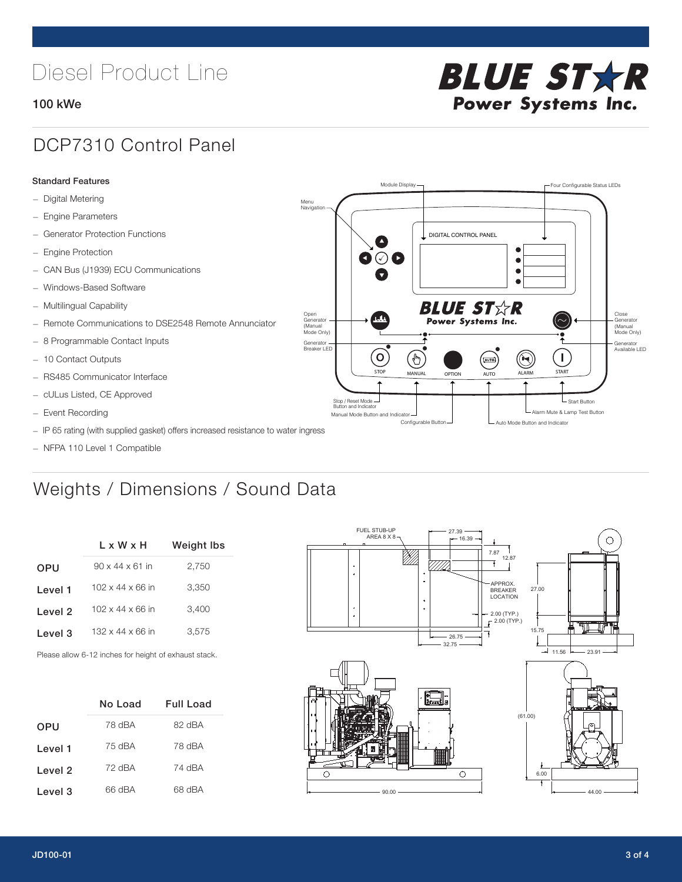# Diesel Product Line

**100 kWe**

## DCP7310 Control Panel

**Standard Features**

- Digital Metering
- Engine Parameters
- Generator Protection Functions
- Engine Protection
- CAN Bus (J1939) ECU Communications
- Windows-Based Software
- Multilingual Capability
- Remote Communications to DSE2548 Remote Annunciator
- 8 Programmable Contact Inputs
- 10 Contact Outputs
- RS485 Communicator Interface
- cULus Listed, CE Approved
- Event Recording
- IP 65 rating (with supplied gasket) offers increased resistance to water ingress
- NFPA 110 Level 1 Compatible

## Weights / Dimensions / Sound Data

| | L x W x H | Weight lbs |
|---|---|---|
| OPU | 90 x 44 x 61 in | 2,750 |
| Level 1 | 102 x 44 x 66 in | 3,350 |
| Level 2 | 102 x 44 x 66 in | 3,400 |
| Level 3 | 132 x 44 x 66 in | 3,575 |

Please allow 6-12 inches for height of exhaust stack.

| | No Load | Full Load |
|---|---|---|
| OPU | 78 dBA | 82 dBA |
| Level 1 | 75 dBA | 78 dBA |
| Level 2 | 72 dBA | 74 dBA |
| Level 3 | 66 dBA | 68 dBA |

JD100-01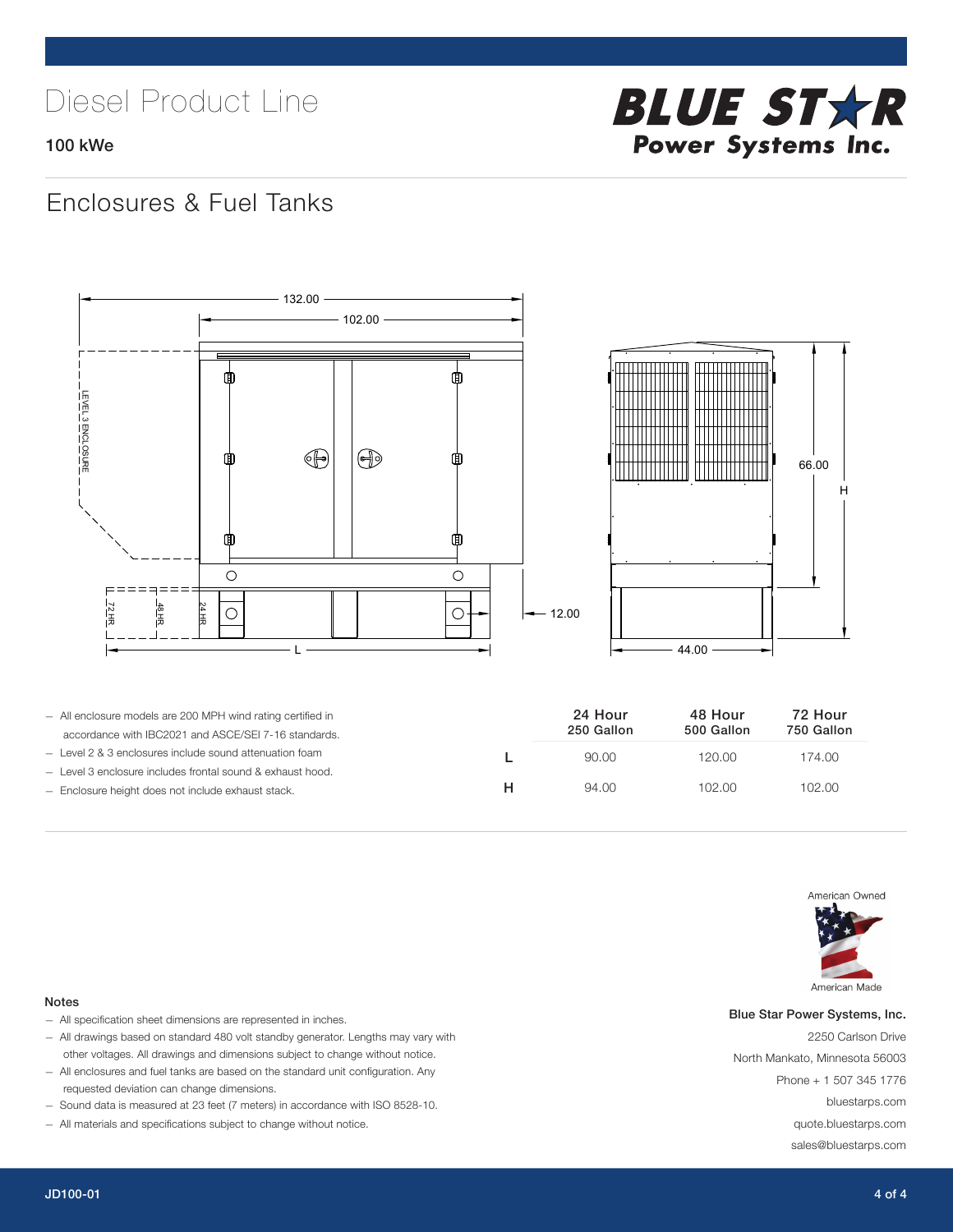# Diesel Product Line

**100 kWe**

BLUE STAR Power Systems Inc.

## Enclosures & Fuel Tanks

132.00
102.00
LEVEL 3 ENCLOSURE
72 HR
48 HR
24 HR
L
12.00
66.00
H
44.00

- All enclosure models are 200 MPH wind rating certified in accordance with IBC2021 and ASCE/SEI 7-16 standards.
- Level 2 & 3 enclosures include sound attenuation foam
- Level 3 enclosure includes frontal sound & exhaust hood.
- Enclosure height does not include exhaust stack.

| | 24 Hour 250 Gallon | 48 Hour 500 Gallon | 72 Hour 750 Gallon |
|---|---|---|---|
| **L** | 90.00 | 120.00 | 174.00 |
| **H** | 94.00 | 102.00 | 102.00 |

American Owned
American Made

### Notes

- All specification sheet dimensions are represented in inches.
- All drawings based on standard 480 volt standby generator. Lengths may vary with other voltages. All drawings and dimensions subject to change without notice.
- All enclosures and fuel tanks are based on the standard unit configuration. Any requested deviation can change dimensions.
- Sound data is measured at 23 feet (7 meters) in accordance with ISO 8528-10.
- All materials and specifications subject to change without notice.

**Blue Star Power Systems, Inc.**
2250 Carlson Drive
North Mankato, Minnesota 56003
Phone + 1 507 345 1776
bluestarps.com
quote.bluestarps.com
sales@bluestarps.com

JD100-01